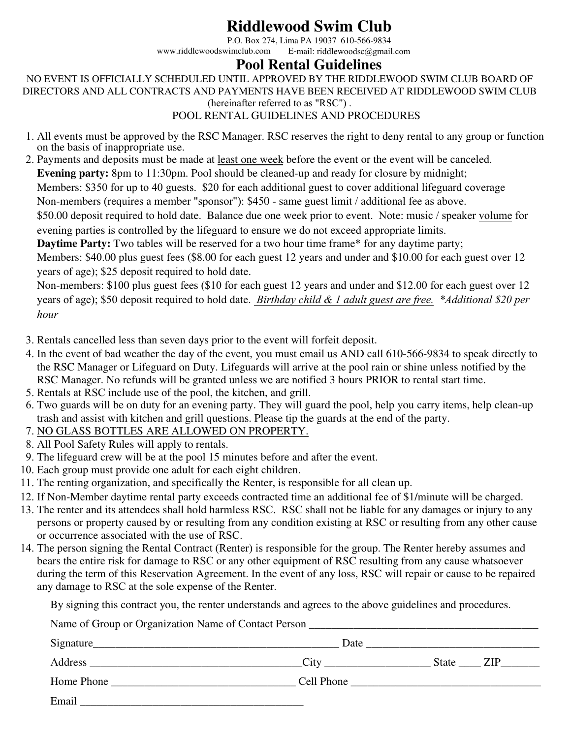# Riddlewood Swim Club

P.O. Box 274, Lima PA 19037 610-566-9834
www.riddlewoodswimclub.com E-mail: riddlewoodsc@gmail.com

## Pool Rental Guidelines

NO EVENT IS OFFICIALLY SCHEDULED UNTIL APPROVED BY THE RIDDLEWOOD SWIM CLUB BOARD OF DIRECTORS AND ALL CONTRACTS AND PAYMENTS HAVE BEEN RECEIVED AT RIDDLEWOOD SWIM CLUB (hereinafter referred to as "RSC") .

POOL RENTAL GUIDELINES AND PROCEDURES

1. All events must be approved by the RSC Manager. RSC reserves the right to deny rental to any group or function on the basis of inappropriate use.
2. Payments and deposits must be made at <u>least one week</u> before the event or the event will be canceled.
   **Evening party:** 8pm to 11:30pm. Pool should be cleaned-up and ready for closure by midnight;
   Members: $350 for up to 40 guests. $20 for each additional guest to cover additional lifeguard coverage
   Non-members (requires a member "sponsor"): $450 - same guest limit / additional fee as above.
   $50.00 deposit required to hold date. Balance due one week prior to event. Note: music / speaker <u>volume</u> for evening parties is controlled by the lifeguard to ensure we do not exceed appropriate limits.
   **Daytime Party:** Two tables will be reserved for a two hour time frame* for any daytime party;
   Members: $40.00 plus guest fees ($8.00 for each guest 12 years and under and $10.00 for each guest over 12 years of age); $25 deposit required to hold date.
   Non-members: $100 plus guest fees ($10 for each guest 12 years and under and $12.00 for each guest over 12 years of age); $50 deposit required to hold date. *<u>Birthday child & 1 adult guest are free.</u>* *\*Additional $20 per hour*
3. Rentals cancelled less than seven days prior to the event will forfeit deposit.
4. In the event of bad weather the day of the event, you must email us AND call 610-566-9834 to speak directly to the RSC Manager or Lifeguard on Duty. Lifeguards will arrive at the pool rain or shine unless notified by the RSC Manager. No refunds will be granted unless we are notified 3 hours PRIOR to rental start time.
5. Rentals at RSC include use of the pool, the kitchen, and grill.
6. Two guards will be on duty for an evening party. They will guard the pool, help you carry items, help clean-up trash and assist with kitchen and grill questions. Please tip the guards at the end of the party.
7. <u>NO GLASS BOTTLES ARE ALLOWED ON PROPERTY.</u>
8. All Pool Safety Rules will apply to rentals.
9. The lifeguard crew will be at the pool 15 minutes before and after the event.
10. Each group must provide one adult for each eight children.
11. The renting organization, and specifically the Renter, is responsible for all clean up.
12. If Non-Member daytime rental party exceeds contracted time an additional fee of $1/minute will be charged.
13. The renter and its attendees shall hold harmless RSC. RSC shall not be liable for any damages or injury to any persons or property caused by or resulting from any condition existing at RSC or resulting from any other cause or occurrence associated with the use of RSC.
14. The person signing the Rental Contract (Renter) is responsible for the group. The Renter hereby assumes and bears the entire risk for damage to RSC or any other equipment of RSC resulting from any cause whatsoever during the term of this Reservation Agreement. In the event of any loss, RSC will repair or cause to be repaired any damage to RSC at the sole expense of the Renter.

By signing this contract you, the renter understands and agrees to the above guidelines and procedures.

Name of Group or Organization Name of Contact Person ____________________________________________

Signature______________________________________________ Date ________________________________

Address ________________________________________City ___________________ State ____ ZIP_______

Home Phone __________________________________ Cell Phone ___________________________________

Email __________________________________________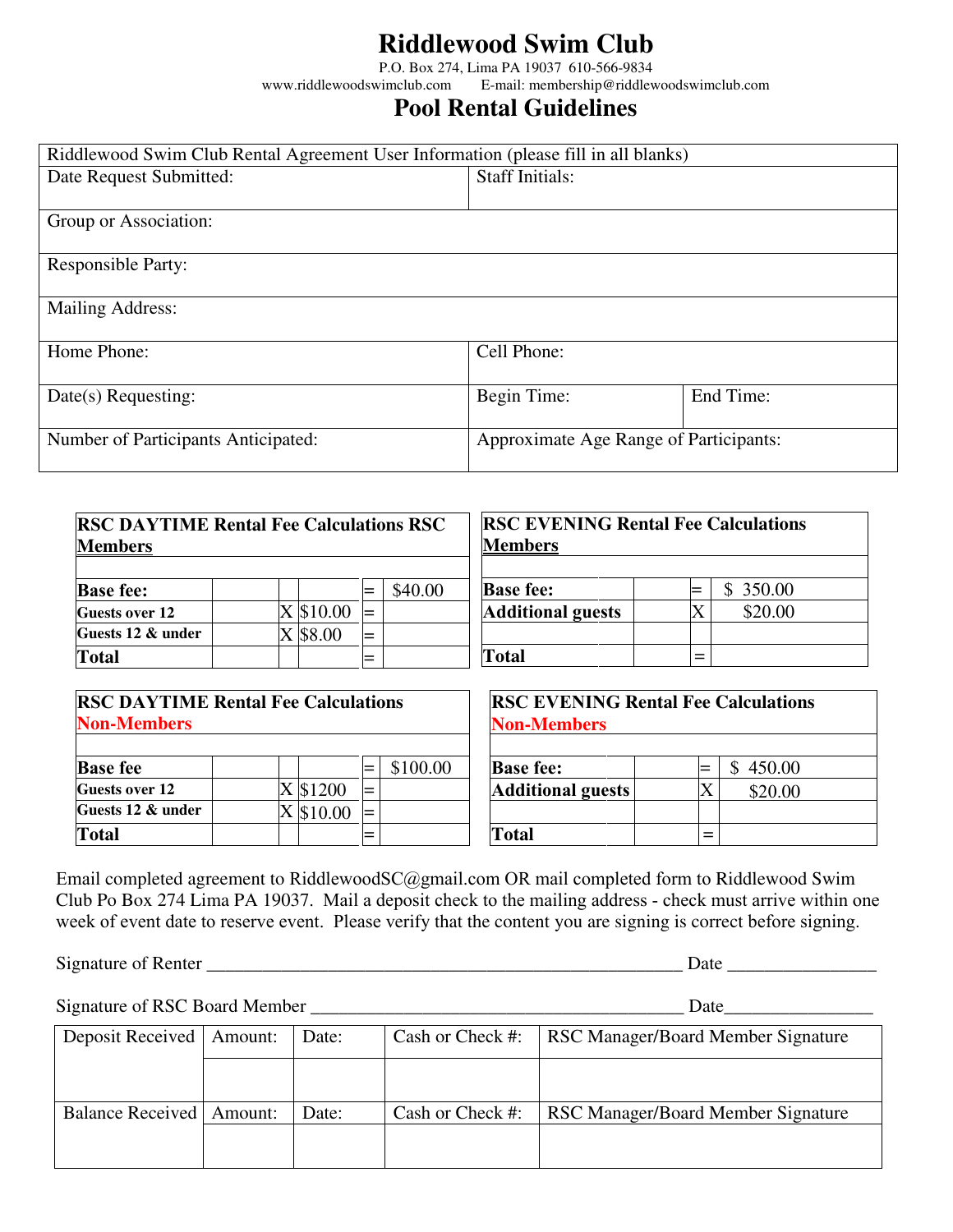# Riddlewood Swim Club

P.O. Box 274, Lima PA 19037 610-566-9834
www.riddlewoodswimclub.com E-mail: membership@riddlewoodswimclub.com

## Pool Rental Guidelines

| Riddlewood Swim Club Rental Agreement User Information (please fill in all blanks) | | |
|---|---|---|
| Date Request Submitted: | Staff Initials: | |
| Group or Association: | | |
| Responsible Party: | | |
| Mailing Address: | | |
| Home Phone: | Cell Phone: | |
| Date(s) Requesting: | Begin Time: | End Time: |
| Number of Participants Anticipated: | Approximate Age Range of Participants: | |

| **RSC DAYTIME Rental Fee Calculations RSC Members** | | | | | |
|---|---|---|---|---|---|
| | | | | | |
| **Base fee:** | | | | = | $40.00 |
| **Guests over 12** | | X | $10.00 | = | |
| **Guests 12 & under** | | X | $8.00 | = | |
| **Total** | | | | = | |

| **RSC EVENING Rental Fee Calculations Members** | | | |
|---|---|---|---|
| | | | |
| **Base fee:** | | = | $ 350.00 |
| **Additional guests** | | X | $20.00 |
| | | | |
| **Total** | | = | |

| **RSC DAYTIME Rental Fee Calculations Non-Members** | | | | | |
|---|---|---|---|---|---|
| | | | | | |
| **Base fee** | | | | = | $100.00 |
| **Guests over 12** | | X | $1200 | = | |
| **Guests 12 & under** | | X | $10.00 | = | |
| **Total** | | | | = | |

| **RSC EVENING Rental Fee Calculations Non-Members** | | | |
|---|---|---|---|
| | | | |
| **Base fee:** | | = | $ 450.00 |
| **Additional guests** | | X | $20.00 |
| | | | |
| **Total** | | = | |

Email completed agreement to RiddlewoodSC@gmail.com OR mail completed form to Riddlewood Swim Club Po Box 274 Lima PA 19037. Mail a deposit check to the mailing address - check must arrive within one week of event date to reserve event. Please verify that the content you are signing is correct before signing.

Signature of Renter ____________________________________________________ Date ________________

Signature of RSC Board Member ________________________________________ Date________________

| Deposit Received | Amount: | Date: | Cash or Check #: | RSC Manager/Board Member Signature |
|---|---|---|---|---|
| | | | | |
| Balance Received | Amount: | Date: | Cash or Check #: | RSC Manager/Board Member Signature |
| | | | | |